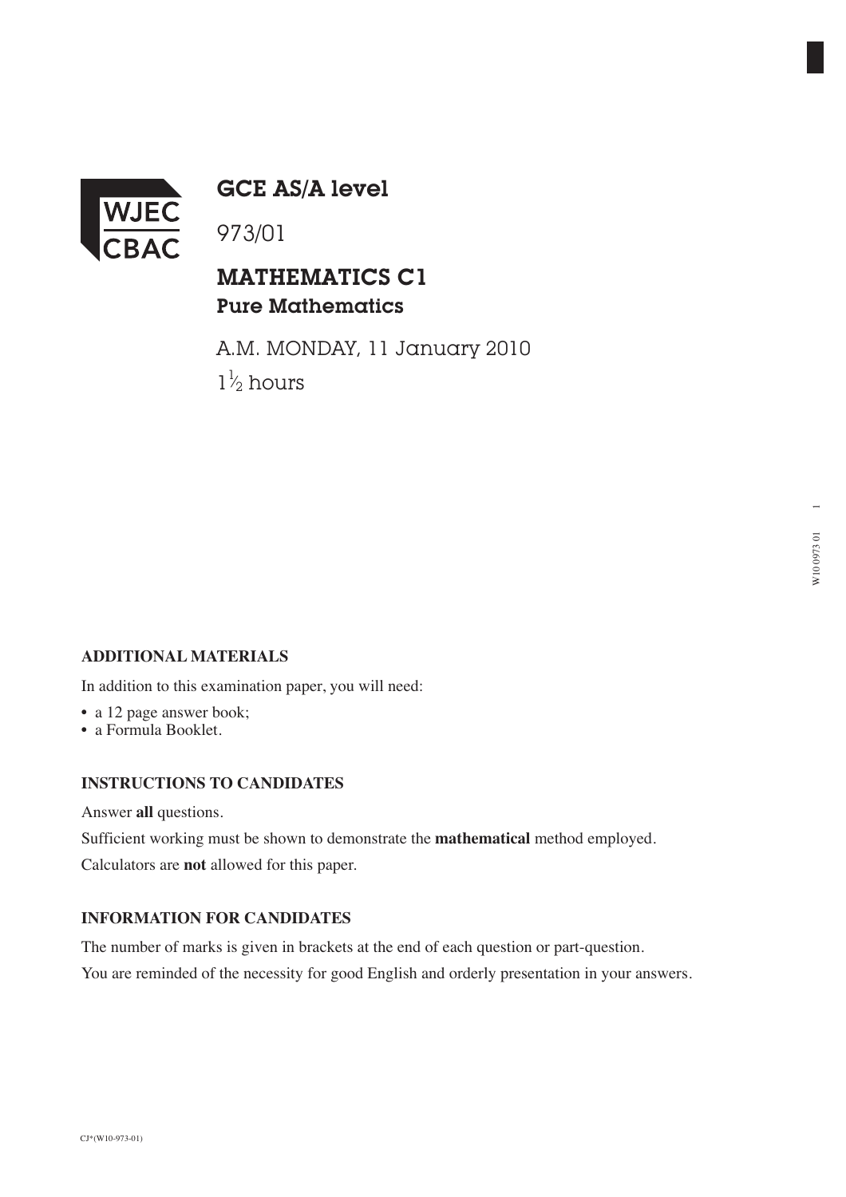WJEC CBAC

# GCE AS/A level

973/01

## MATHEMATICS C1

### Pure Mathematics

A.M. MONDAY, 11 January 2010

$1\frac{1}{2}$ hours

**ADDITIONAL MATERIALS**

In addition to this examination paper, you will need:

- a 12 page answer book;
- a Formula Booklet.

**INSTRUCTIONS TO CANDIDATES**

Answer **all** questions.

Sufficient working must be shown to demonstrate the **mathematical** method employed.

Calculators are **not** allowed for this paper.

**INFORMATION FOR CANDIDATES**

The number of marks is given in brackets at the end of each question or part-question.

You are reminded of the necessity for good English and orderly presentation in your answers.

CJ*(W10-973-01)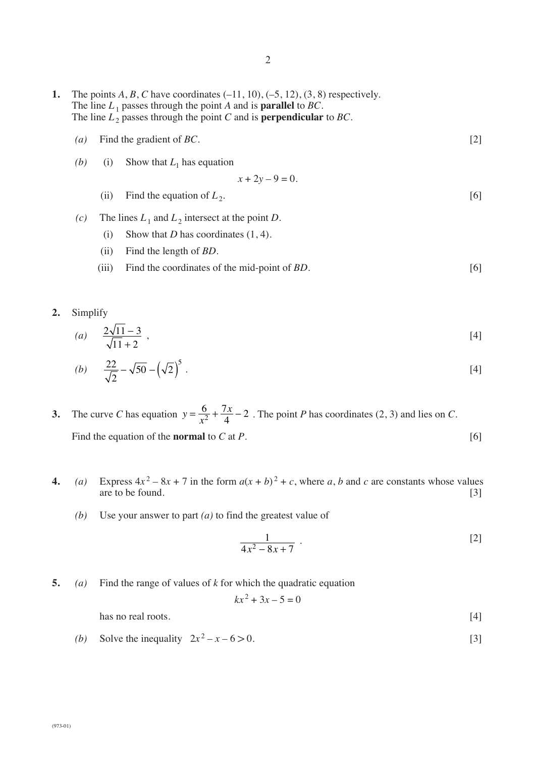**1.** The points $A$, $B$, $C$ have coordinates $(-11, 10)$, $(-5, 12)$, $(3, 8)$ respectively.
The line $L_1$ passes through the point $A$ and is **parallel** to $BC$.
The line $L_2$ passes through the point $C$ and is **perpendicular** to $BC$.

*(a)* Find the gradient of $BC$. [2]

*(b)* (i) Show that $L_1$ has equation

$$x + 2y - 9 = 0.$$

(ii) Find the equation of $L_2$. [6]

*(c)* The lines $L_1$ and $L_2$ intersect at the point $D$.

(i) Show that $D$ has coordinates $(1, 4)$.

(ii) Find the length of $BD$.

(iii) Find the coordinates of the mid-point of $BD$. [6]

**2.** Simplify

*(a)* $\dfrac{2\sqrt{11} - 3}{\sqrt{11} + 2}$ , [4]

*(b)* $\dfrac{22}{\sqrt{2}} - \sqrt{50} - \left(\sqrt{2}\right)^5$ . [4]

**3.** The curve $C$ has equation $y = \dfrac{6}{x^2} + \dfrac{7x}{4} - 2$ . The point $P$ has coordinates $(2, 3)$ and lies on $C$.

Find the equation of the **normal** to $C$ at $P$. [6]

**4.** *(a)* Express $4x^2 - 8x + 7$ in the form $a(x + b)^2 + c$, where $a$, $b$ and $c$ are constants whose values are to be found. [3]

*(b)* Use your answer to part *(a)* to find the greatest value of

$$\frac{1}{4x^2 - 8x + 7} \ .$$ [2]

**5.** *(a)* Find the range of values of $k$ for which the quadratic equation

$$kx^2 + 3x - 5 = 0$$

has no real roots. [4]

*(b)* Solve the inequality $2x^2 - x - 6 > 0$. [3]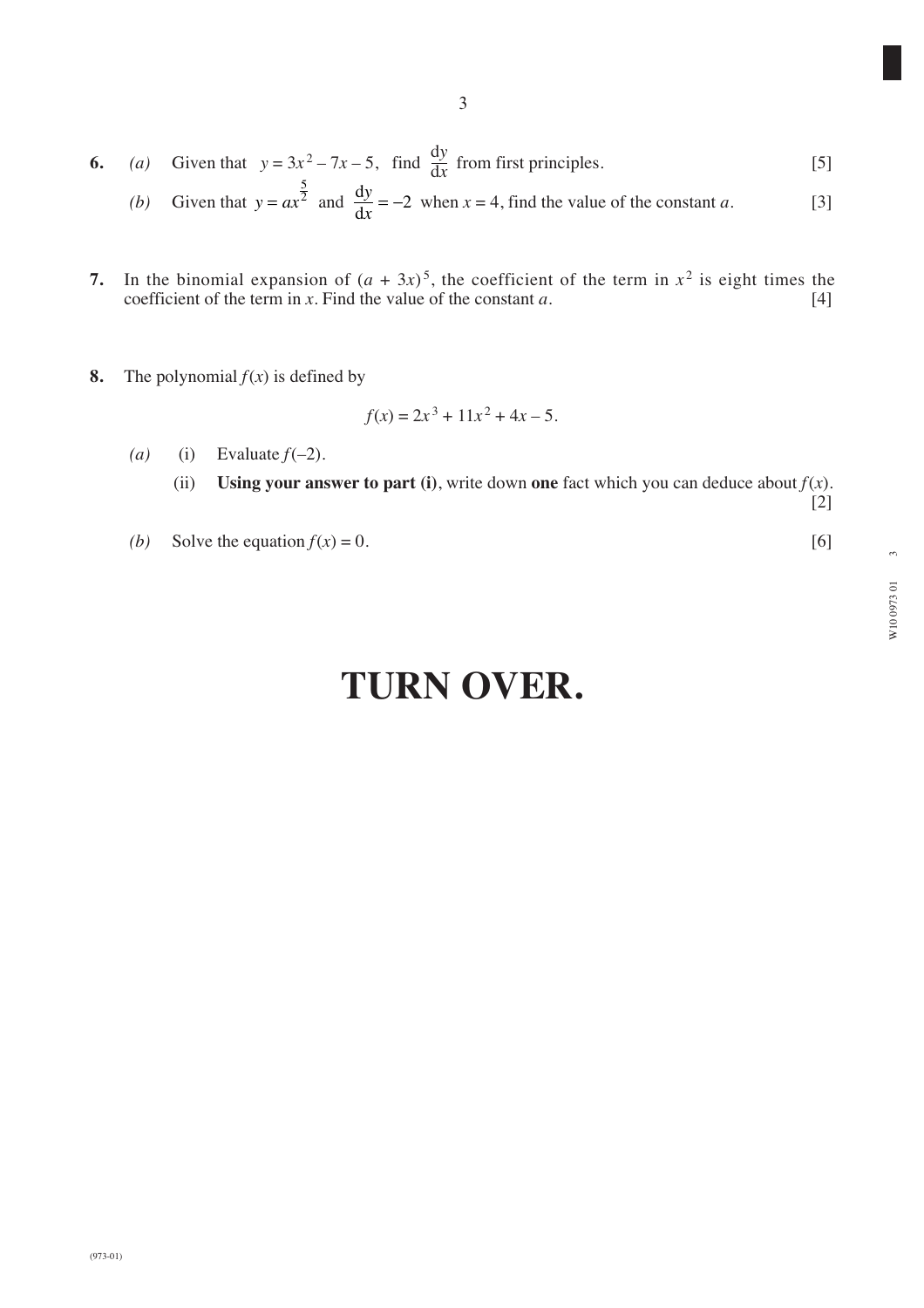**6.** *(a)* Given that $y = 3x^2 - 7x - 5$, find $\frac{dy}{dx}$ from first principles. [5]

*(b)* Given that $y = ax^{\frac{5}{2}}$ and $\frac{dy}{dx} = -2$ when $x = 4$, find the value of the constant $a$. [3]

**7.** In the binomial expansion of $(a + 3x)^5$, the coefficient of the term in $x^2$ is eight times the coefficient of the term in $x$. Find the value of the constant $a$. [4]

**8.** The polynomial $f(x)$ is defined by

$$f(x) = 2x^3 + 11x^2 + 4x - 5.$$

*(a)* (i) Evaluate $f(-2)$.

(ii) **Using your answer to part (i)**, write down **one** fact which you can deduce about $f(x)$. [2]

*(b)* Solve the equation $f(x) = 0$. [6]

# TURN OVER.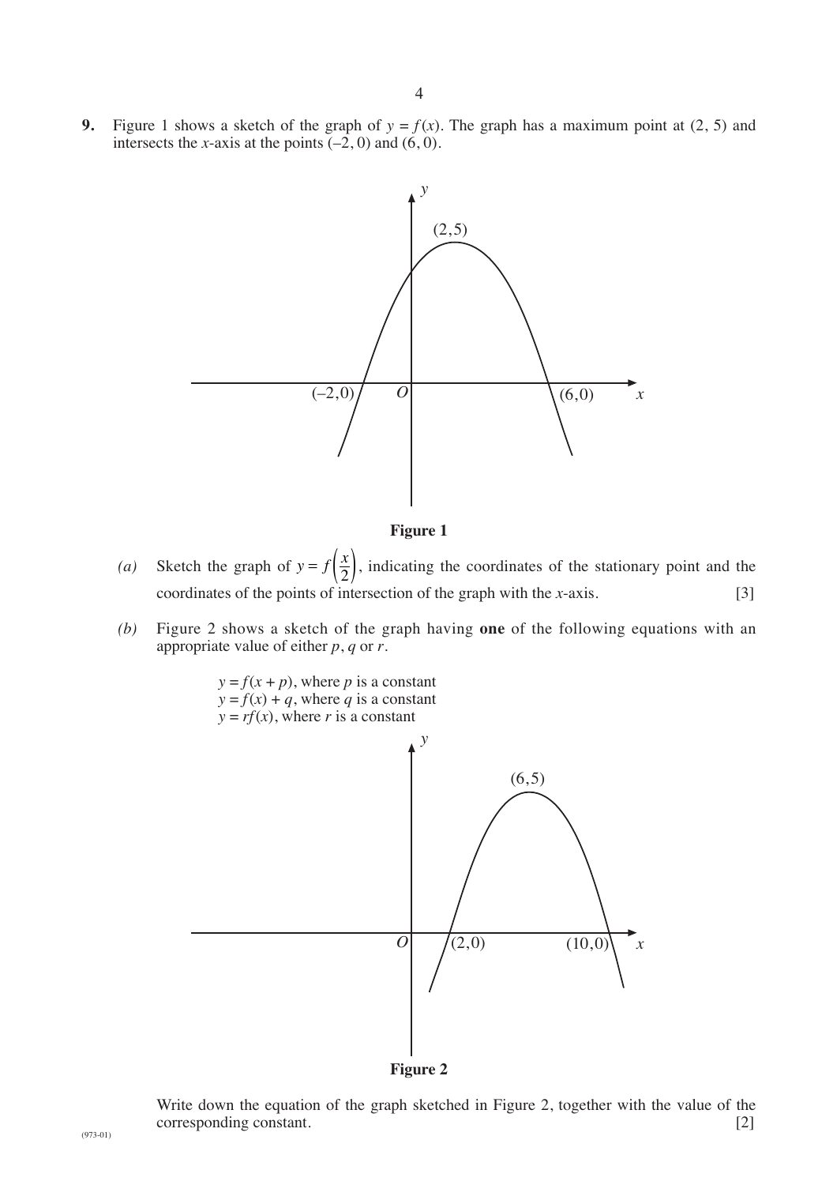**9.** Figure 1 shows a sketch of the graph of $y = f(x)$. The graph has a maximum point at $(2, 5)$ and intersects the $x$-axis at the points $(-2, 0)$ and $(6, 0)$.

**Figure 1**

*(a)* Sketch the graph of $y = f\left(\dfrac{x}{2}\right)$, indicating the coordinates of the stationary point and the coordinates of the points of intersection of the graph with the $x$-axis. [3]

*(b)* Figure 2 shows a sketch of the graph having **one** of the following equations with an appropriate value of either $p$, $q$ or $r$.

$y = f(x + p)$, where $p$ is a constant
$y = f(x) + q$, where $q$ is a constant
$y = rf(x)$, where $r$ is a constant

**Figure 2**

Write down the equation of the graph sketched in Figure 2, together with the value of the corresponding constant. [2]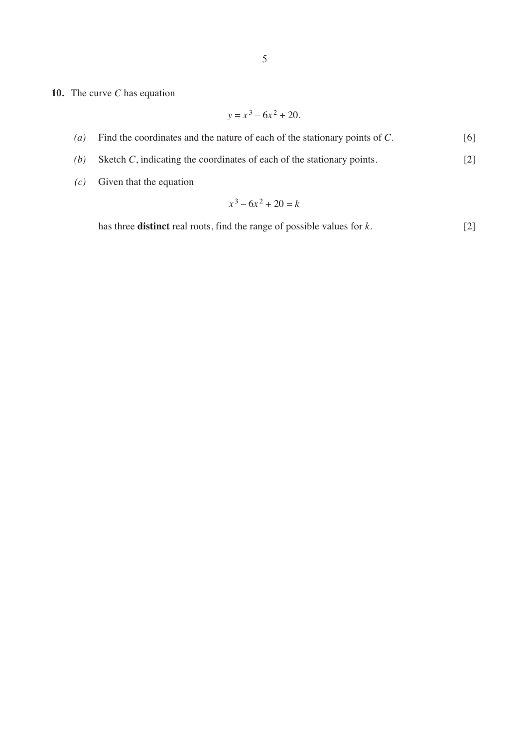**10.** The curve $C$ has equation

$$y = x^3 - 6x^2 + 20.$$

*(a)* Find the coordinates and the nature of each of the stationary points of $C$. [6]

*(b)* Sketch $C$, indicating the coordinates of each of the stationary points. [2]

*(c)* Given that the equation

$$x^3 - 6x^2 + 20 = k$$

has three **distinct** real roots, find the range of possible values for $k$. [2]